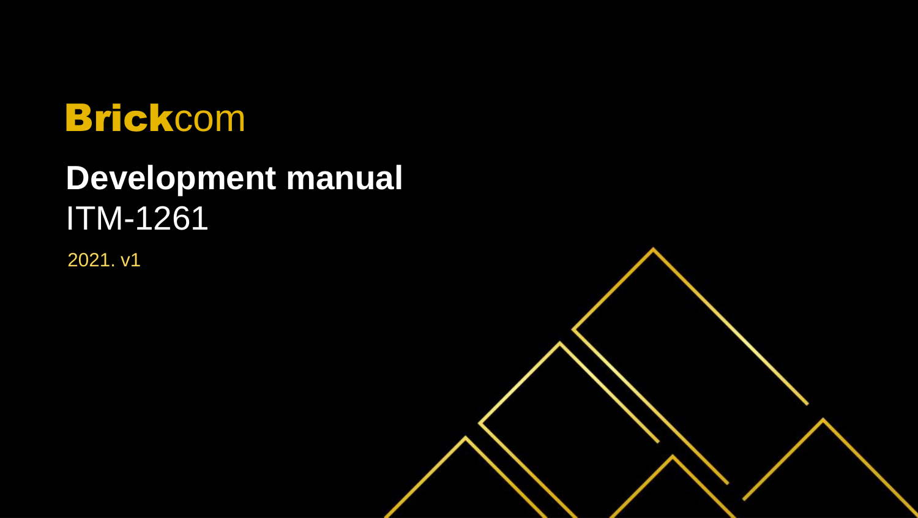**Brick**com

# Development manual

ITM-1261

2021. v1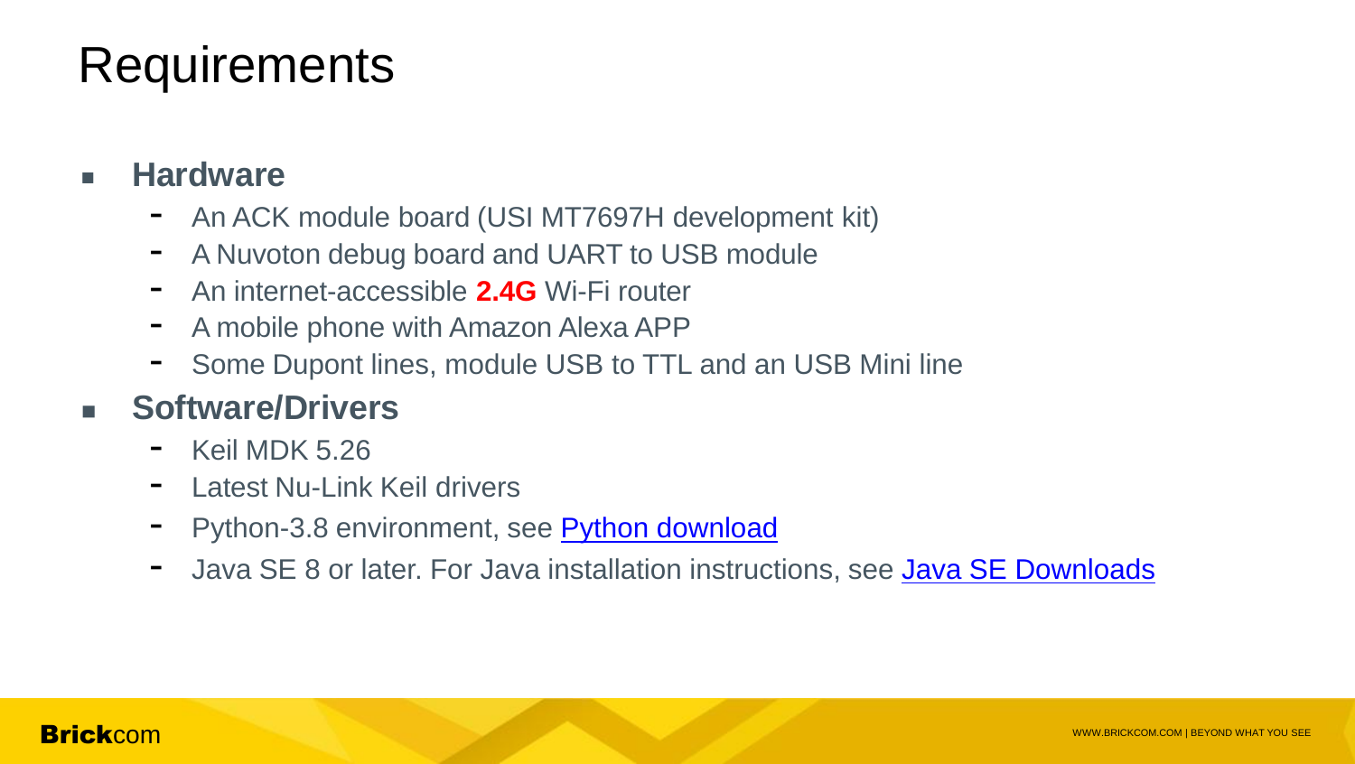# Requirements

- **Hardware**
  - An ACK module board (USI MT7697H development kit)
  - A Nuvoton debug board and UART to USB module
  - An internet-accessible **2.4G** Wi-Fi router
  - A mobile phone with Amazon Alexa APP
  - Some Dupont lines, module USB to TTL and an USB Mini line
- **Software/Drivers**
  - Keil MDK 5.26
  - Latest Nu-Link Keil drivers
  - Python-3.8 environment, see Python download
  - Java SE 8 or later. For Java installation instructions, see Java SE Downloads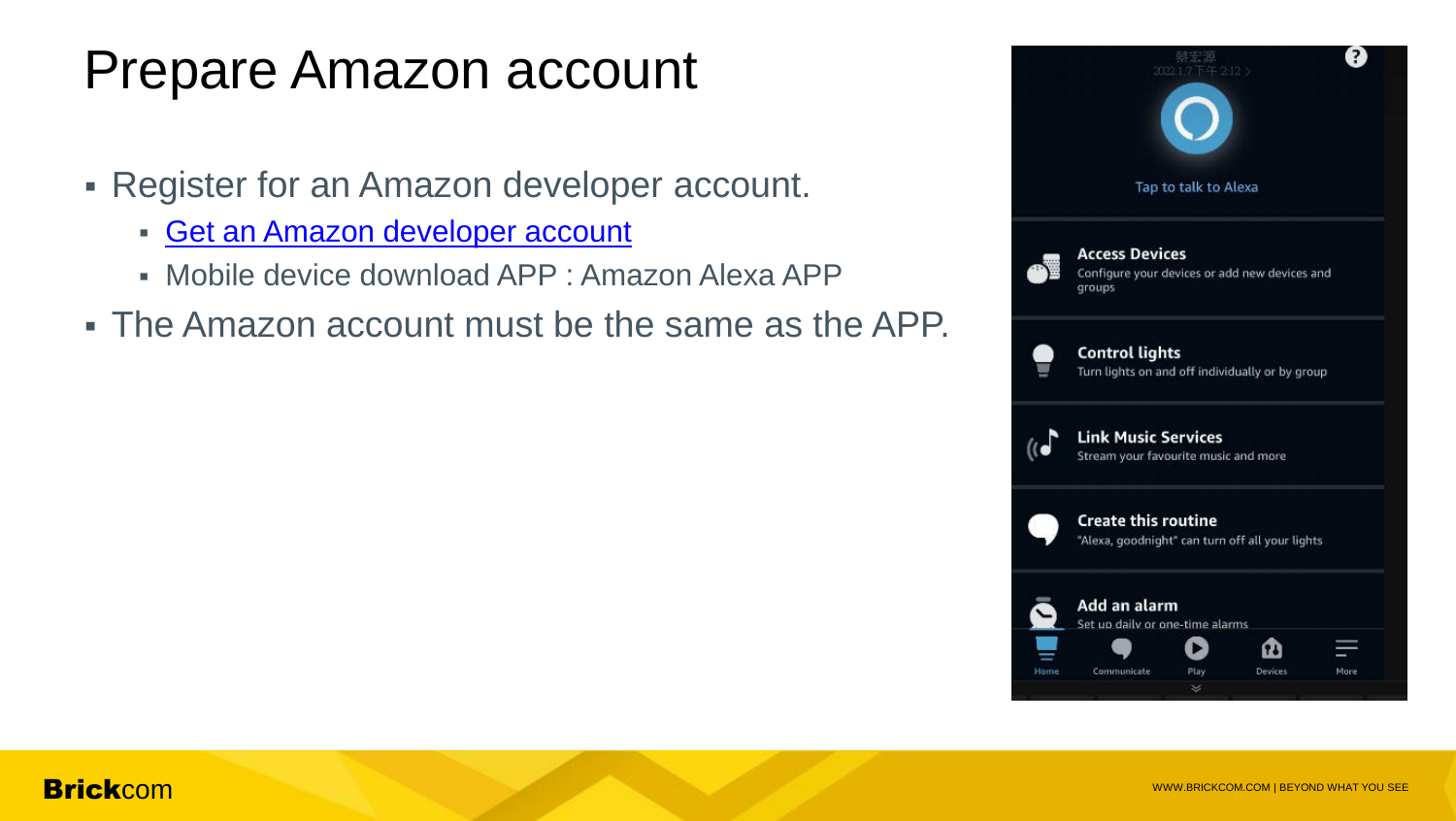# Prepare Amazon account

- Register for an Amazon developer account.
  - Get an Amazon developer account
  - Mobile device download APP : Amazon Alexa APP
- The Amazon account must be the same as the APP.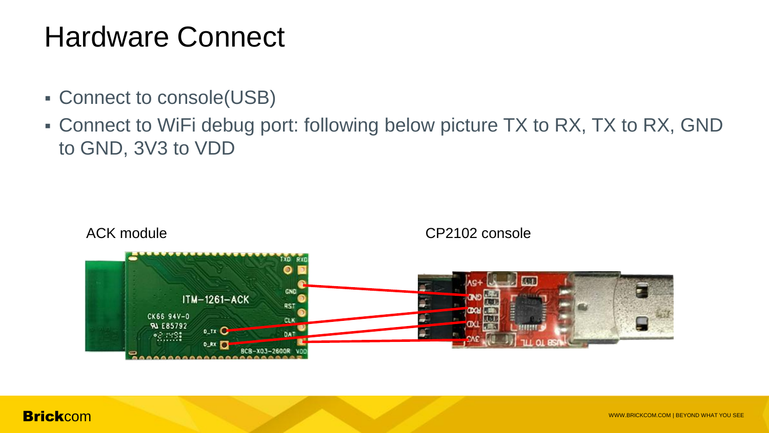# Hardware Connect

- Connect to console(USB)
- Connect to WiFi debug port: following below picture TX to RX, TX to RX, GND to GND, 3V3 to VDD

ACK module

CP2102 console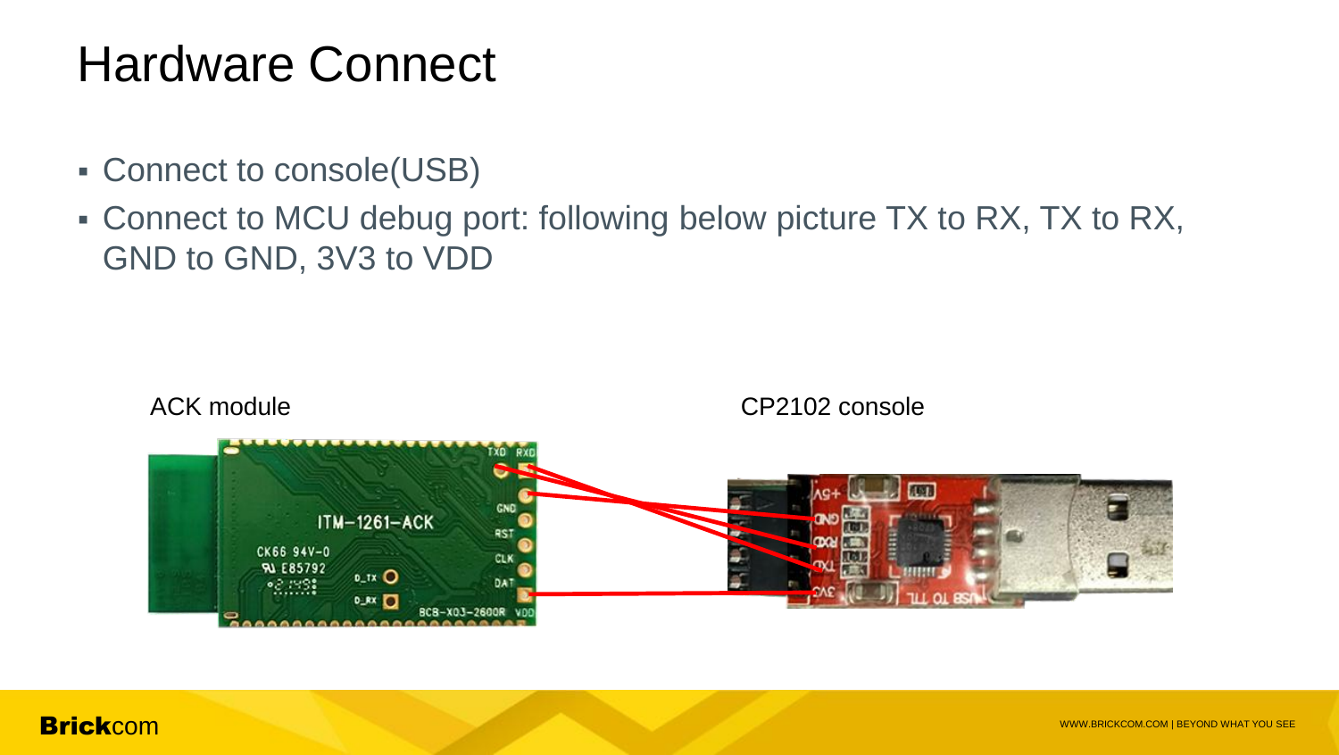# Hardware Connect

- Connect to console(USB)
- Connect to MCU debug port: following below picture TX to RX, TX to RX, GND to GND, 3V3 to VDD

ACK module

CP2102 console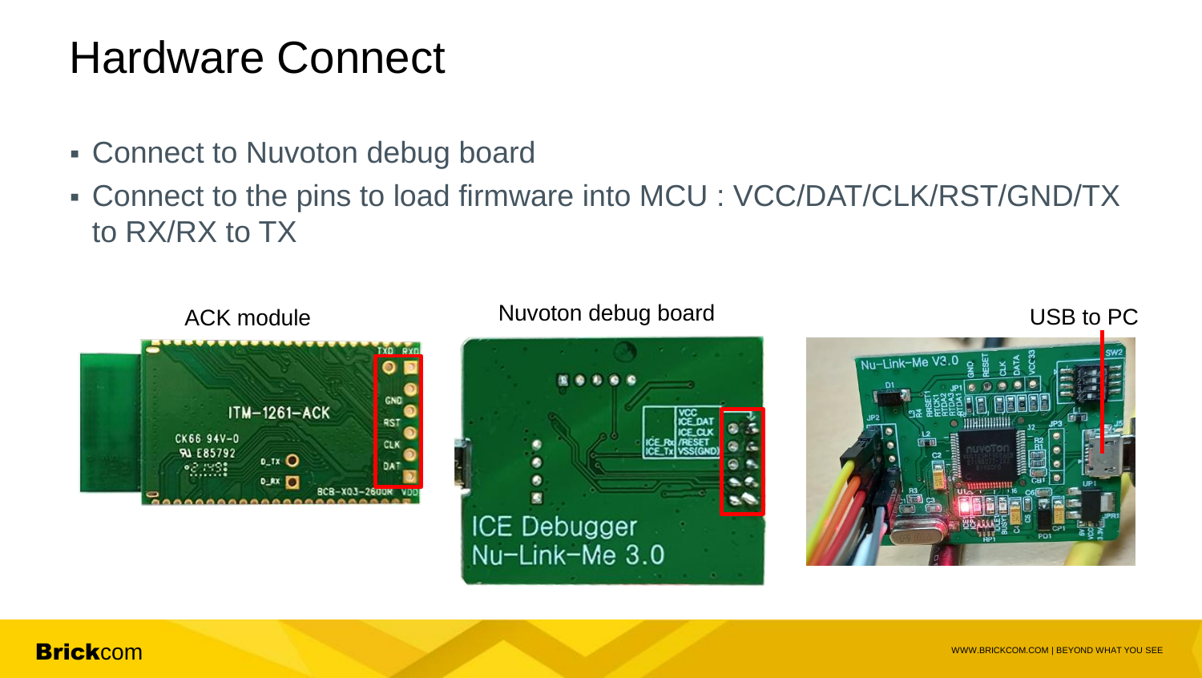# Hardware Connect

- Connect to Nuvoton debug board
- Connect to the pins to load firmware into MCU : VCC/DAT/CLK/RST/GND/TX to RX/RX to TX

ACK module

Nuvoton debug board

USB to PC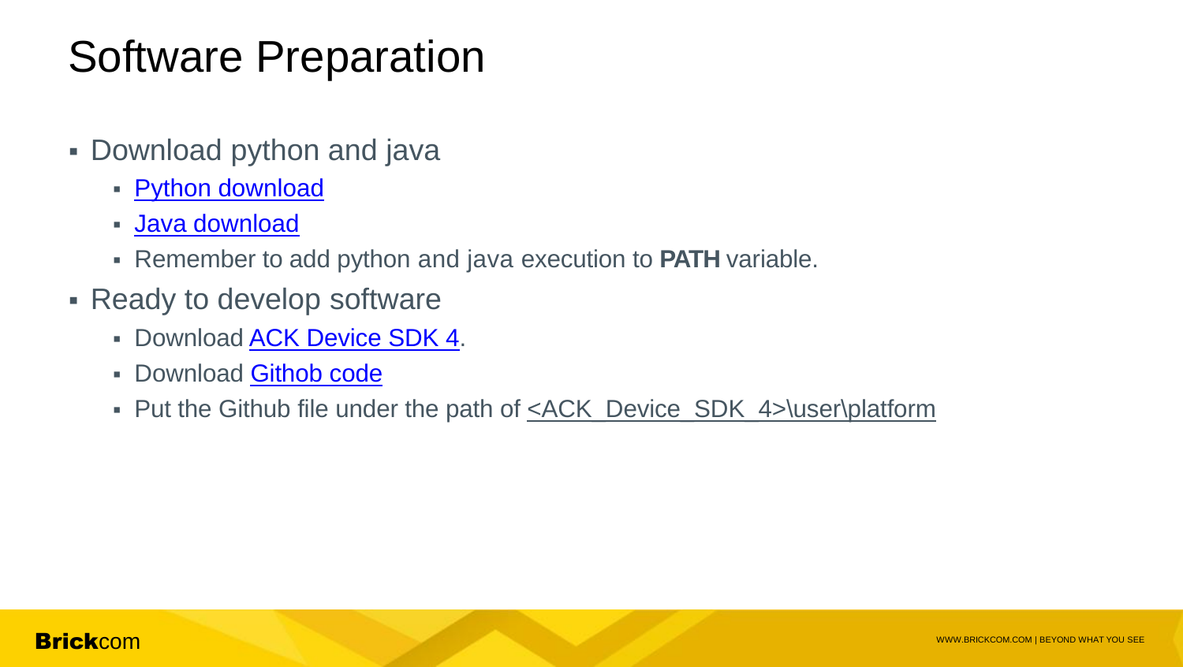# Software Preparation

- Download python and java
  - Python download
  - Java download
  - Remember to add python and java execution to **PATH** variable.
- Ready to develop software
  - Download ACK Device SDK 4.
  - Download Githob code
  - Put the Github file under the path of <ACK_Device_SDK_4>\user\platform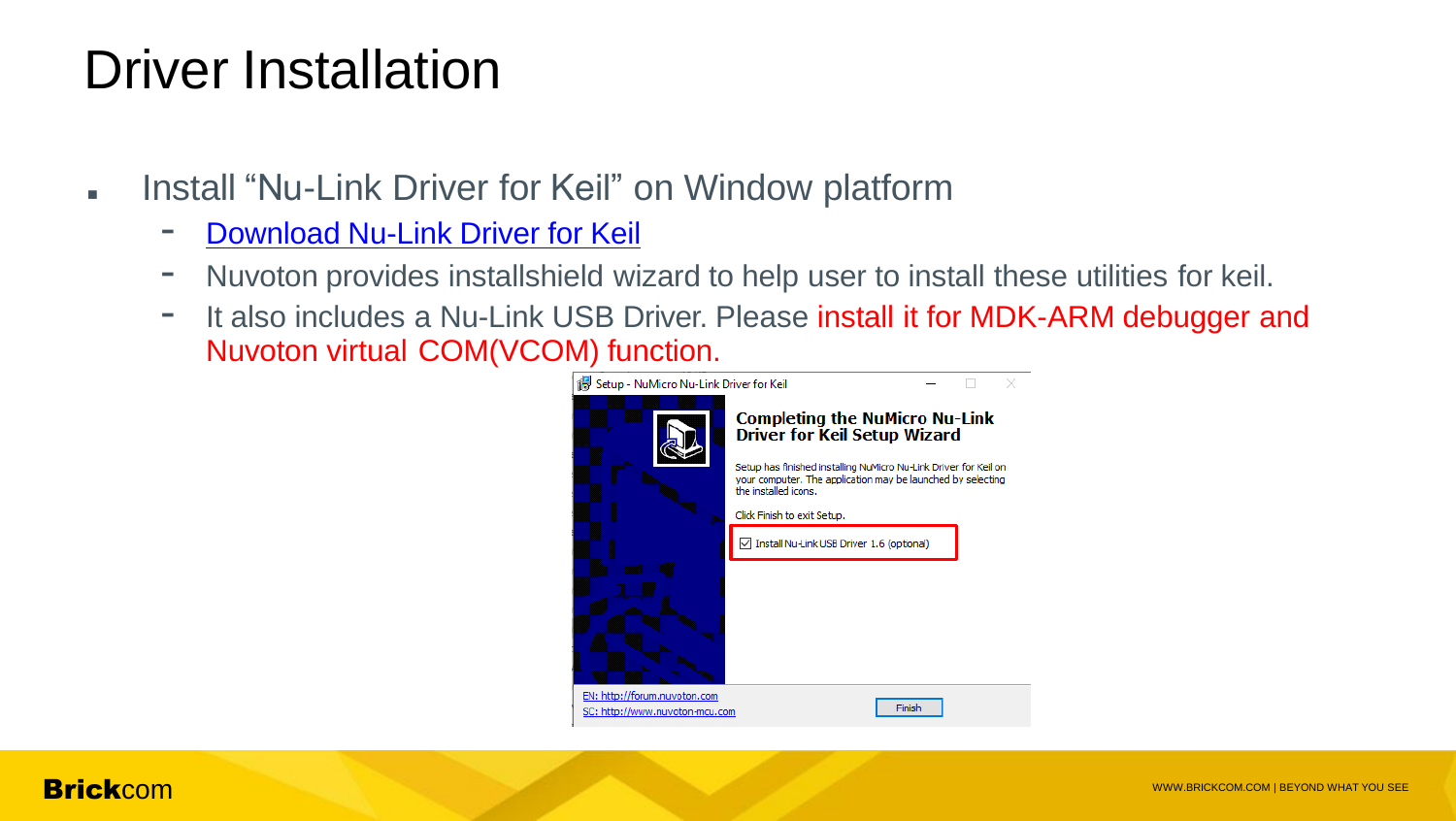# Driver Installation

- Install “Nu-Link Driver for Keil” on Window platform
  - Download Nu-Link Driver for Keil
  - Nuvoton provides installshield wizard to help user to install these utilities for keil.
  - It also includes a Nu-Link USB Driver. Please install it for MDK-ARM debugger and Nuvoton virtual COM(VCOM) function.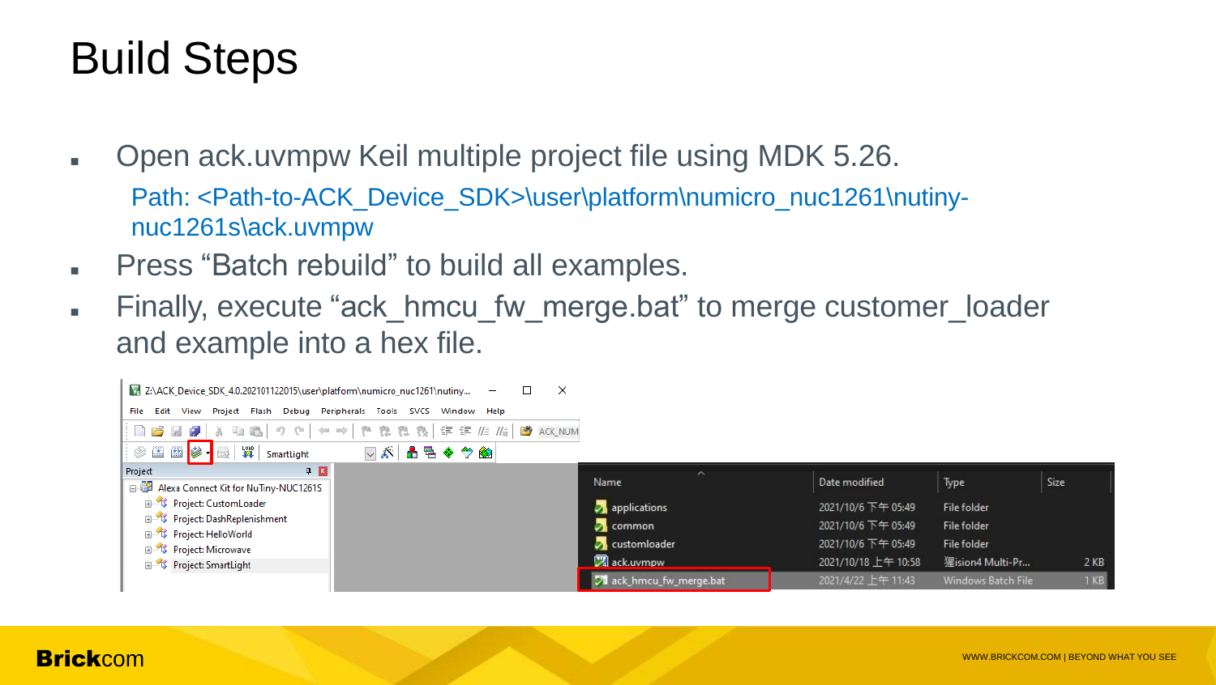# Build Steps

- Open ack.uvmpw Keil multiple project file using MDK 5.26.

  Path: <Path-to-ACK_Device_SDK>\user\platform\numicro_nuc1261\nutiny-nuc1261s\ack.uvmpw
- Press “Batch rebuild” to build all examples.
- Finally, execute “ack_hmcu_fw_merge.bat” to merge customer_loader and example into a hex file.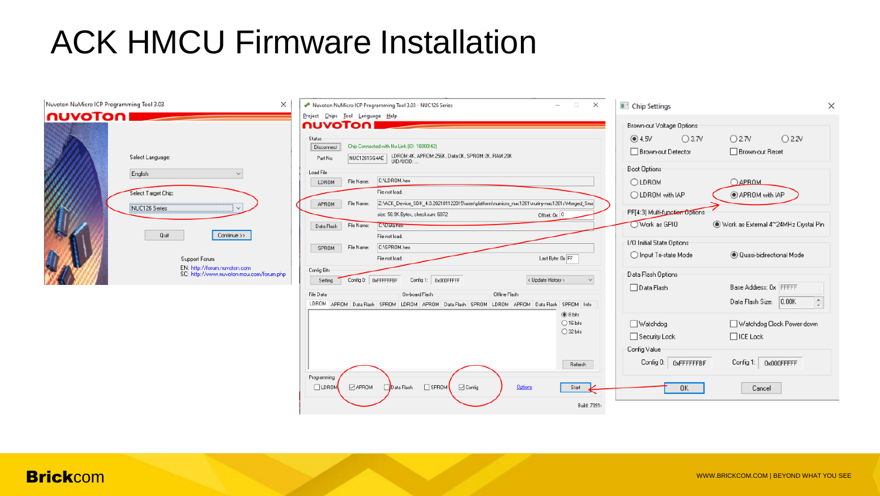# ACK HMCU Firmware Installation

Nuvoton NuMicro ICP Programming Tool 3.03

nuvoTon

Select Language:

English

Select Target Chip:

NUC126 Series

Quit

Continue >>

Support Forum

EN: http://forum.nuvoton.com

SC: http://www.nuvoton-mcu.com/forum.php

Nuvoton NuMicro ICP Programming Tool 3.03 - NUC126 Series

Project Chips Tool Language Help

Status

Disconnect

Chip Connected with Nu-Link (ID: 18000142)

Part No. NUC1261SG4AE

LDROM:4K, APROM:256K, Data:0K, SPROM:2K, RAM:20K

UID/UCID: ...

Load File

LDROM File Name: C:\LDROM.hex

File not load.

APROM File Name: Z:\ACK_Device_SDK_4.0.20210112201\user\platform\numicro_nuc1261\nutiny-nuc1261x\Merged_Sme

size: 58.9K Bytes, checksum: 6872 Offset: 0x 0

Data Flash File Name: C:\Data.hex

File not load.

SPROM File Name: C:\SPROM.hex

File not load. Last Byte: 0x FF

Config Bits

Setting Config 0: 0xFFFFFFBF Config 1: 0x000FFFFF < Update History >

File Data | On-board Flash | Offline Flash

LDROM APROM Data Flash SPROM LDROM APROM Data Flash SPROM LDROM APROM Data Flash SPROM Info

8 bits

16 bits

32 bits

Refresh

Programming

LDROM APROM Data Flash SPROM Config Options Start

Build: 7091

Chip Settings

Brown-out Voltage Options

4.5V 3.7V 2.7V 2.2V

Brown-out Detector Brown-out Reset

Boot Options

LDROM APROM

LDROM with IAP APROM with IAP

PF[4:3] Multi-function Options

Work as GPIO Work as External 4~24MHz Crystal Pin

I/O Initial State Options

Input Tri-state Mode Quasi-bidirectional Mode

Data Flash Options

Data Flash Base Address: 0x FFFFF

Data Flash Size: 0.00K

Watchdog Watchdog Clock Power-down

Security Lock ICE Lock

Config Value

Config 0: 0xFFFFFFBF Config 1: 0x000FFFFF

OK Cancel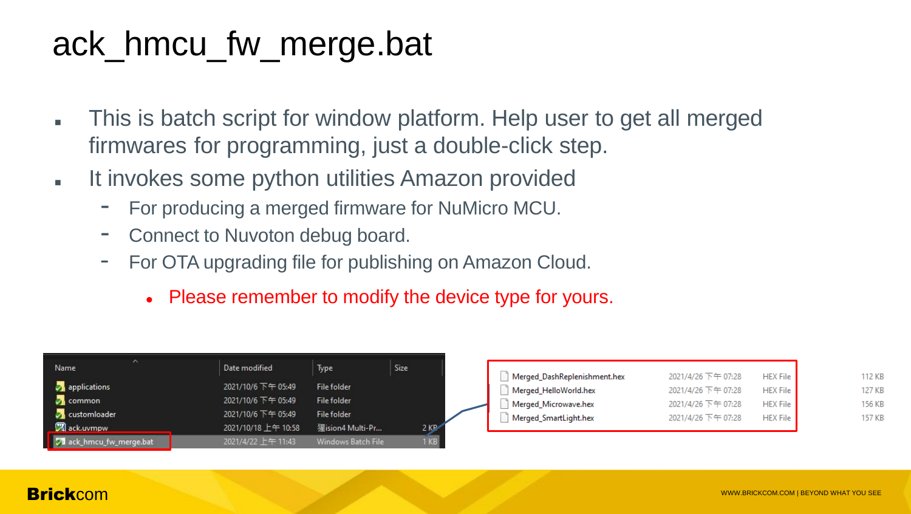# ack_hmcu_fw_merge.bat

- This is batch script for window platform. Help user to get all merged firmwares for programming, just a double-click step.
- It invokes some python utilities Amazon provided
  - For producing a merged firmware for NuMicro MCU.
  - Connect to Nuvoton debug board.
  - For OTA upgrading file for publishing on Amazon Cloud.
    - Please remember to modify the device type for yours.

| Name | Date modified | Type | Size |
|---|---|---|---|
| applications | 2021/10/6 下午 05:49 | File folder | |
| common | 2021/10/6 下午 05:49 | File folder | |
| customloader | 2021/10/6 下午 05:49 | File folder | |
| ack.uvmpw | 2021/10/18 上午 10:58 | 㼎ision4 Multi-Pr... | 2 KB |
| ack_hmcu_fw_merge.bat | 2021/4/22 上午 11:43 | Windows Batch File | 1 KB |

| Name | Date modified | Type | Size |
|---|---|---|---|
| Merged_DashReplenishment.hex | 2021/4/26 下午 07:28 | HEX File | 112 KB |
| Merged_HelloWorld.hex | 2021/4/26 下午 07:28 | HEX File | 127 KB |
| Merged_Microwave.hex | 2021/4/26 下午 07:28 | HEX File | 156 KB |
| Merged_SmartLight.hex | 2021/4/26 下午 07:28 | HEX File | 157 KB |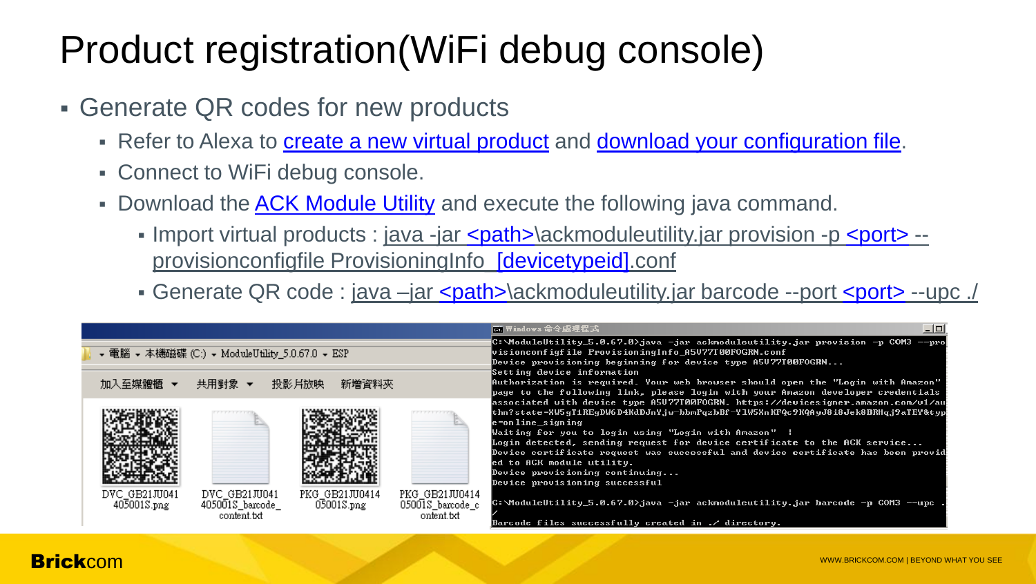# Product registration(WiFi debug console)

- Generate QR codes for new products
  - Refer to Alexa to create a new virtual product and download your configuration file.
  - Connect to WiFi debug console.
  - Download the ACK Module Utility and execute the following java command.
    - Import virtual products : java -jar <path>\ackmoduleutility.jar provision -p <port> --provisionconfigfile ProvisioningInfo_[devicetypeid].conf
    - Generate QR code : java –jar <path>\ackmoduleutility.jar barcode --port <port> --upc ./

▸ 電腦 ▸ 本機磁碟 (C:) ▸ ModuleUtility_5.0.67.0 ▸ ESP

加入至媒體櫃 ▾ 共用對象 ▾ 投影片放映 新增資料夾

DVC_GB21JU041405001S.png | DVC_GB21JU041405001S_barcode_content.txt | PKG_GB21JU041405001S.png | PKG_GB21JU041405001S_barcode_content.txt

Windows 命令處理程式

```
C:\ModuleUtility_5.0.67.0>java -jar ackmoduleutility.jar provision -p COM3 --provisionconfigfile ProvisioningInfo_A5U77T00FOGRN.conf
Device provisioning beginning for device type A5U77T00FOGRN...
Setting device information
Authorization is required. Your web browser should open the "Login with Amazon" page to the following link, please login with your Amazon developer credentials associated with device type A5U77T00FOGRN. https://devicesigner.amazon.com/v1/auth?state=KW5gT1REgDW6D4KdDJnYjw-bbmPqzbBf-Y1W5KnKFQc9KQAyJ8i8Jek8BRHqj9aTEY&type=online_signing
Waiting for you to login using "Login with Amazon"  |
Login detected, sending request for device certificate to the ACK service...
Device certificate request was successful and device certificate has been provided to ACK module utility.
Device provisioning continuing...
Device provisioning successful

C:\ModuleUtility_5.0.67.0>java -jar ackmoduleutility.jar barcode -p COM3 --upc ./

Barcode files successfully created in ./ directory.
```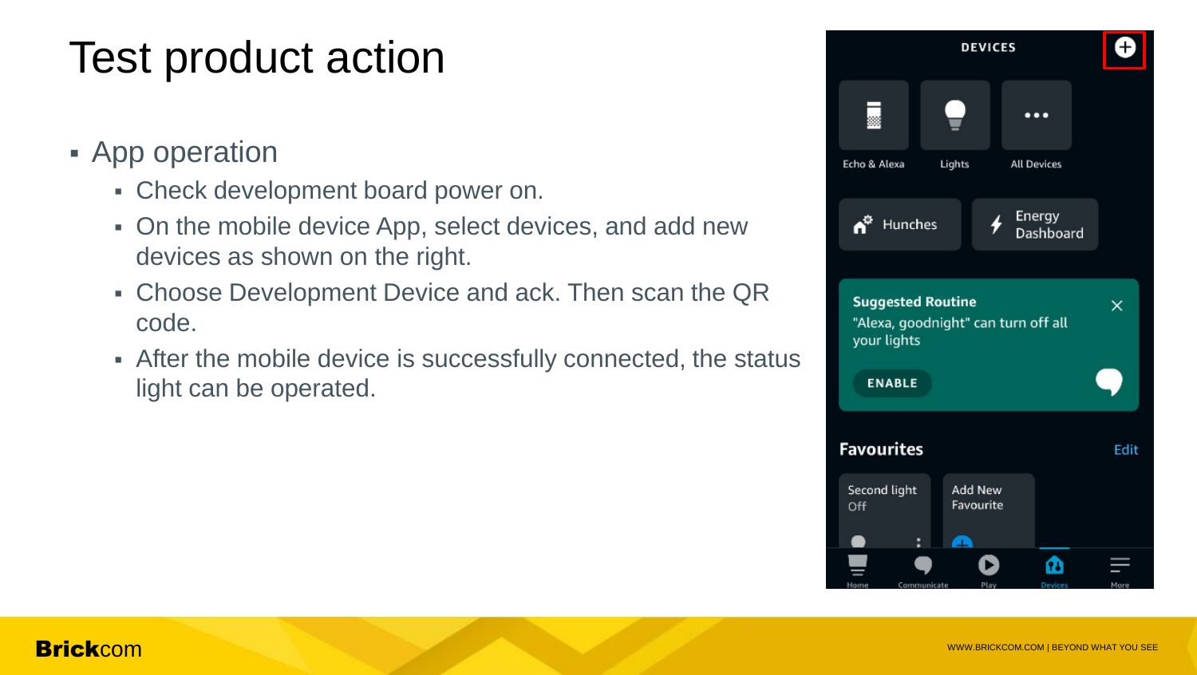# Test product action

- App operation
  - Check development board power on.
  - On the mobile device App, select devices, and add new devices as shown on the right.
  - Choose Development Device and ack. Then scan the QR code.
  - After the mobile device is successfully connected, the status light can be operated.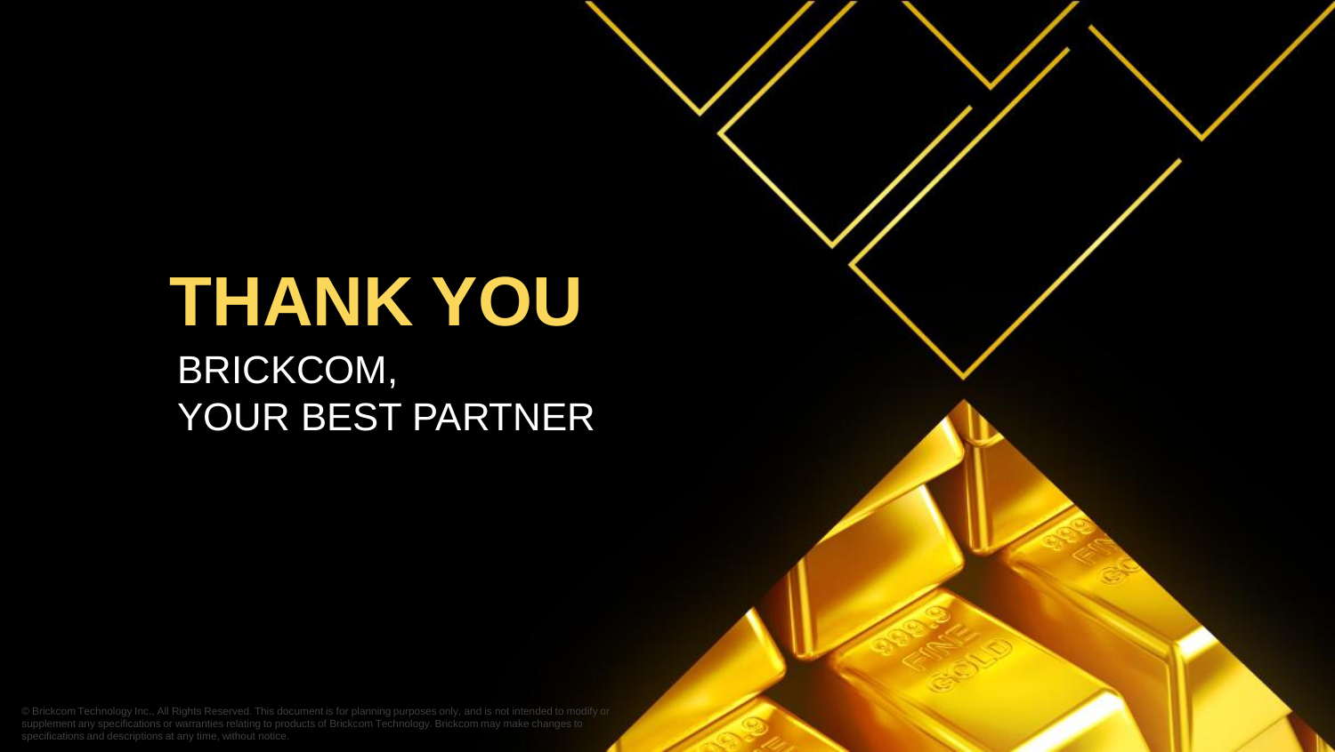# THANK YOU

BRICKCOM,
YOUR BEST PARTNER

© Brickcom Technology Inc., All Rights Reserved. This document is for planning purposes only, and is not intended to modify or supplement any specifications or warranties relating to products of Brickcom Technology. Brickcom may make changes to specifications and descriptions at any time, without notice.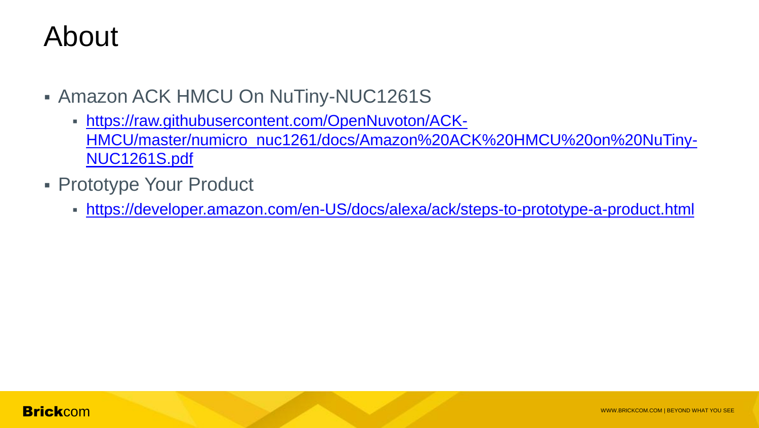# About

- Amazon ACK HMCU On NuTiny-NUC1261S
  - https://raw.githubusercontent.com/OpenNuvoton/ACK-HMCU/master/numicro_nuc1261/docs/Amazon%20ACK%20HMCU%20on%20NuTiny-NUC1261S.pdf
- Prototype Your Product
  - https://developer.amazon.com/en-US/docs/alexa/ack/steps-to-prototype-a-product.html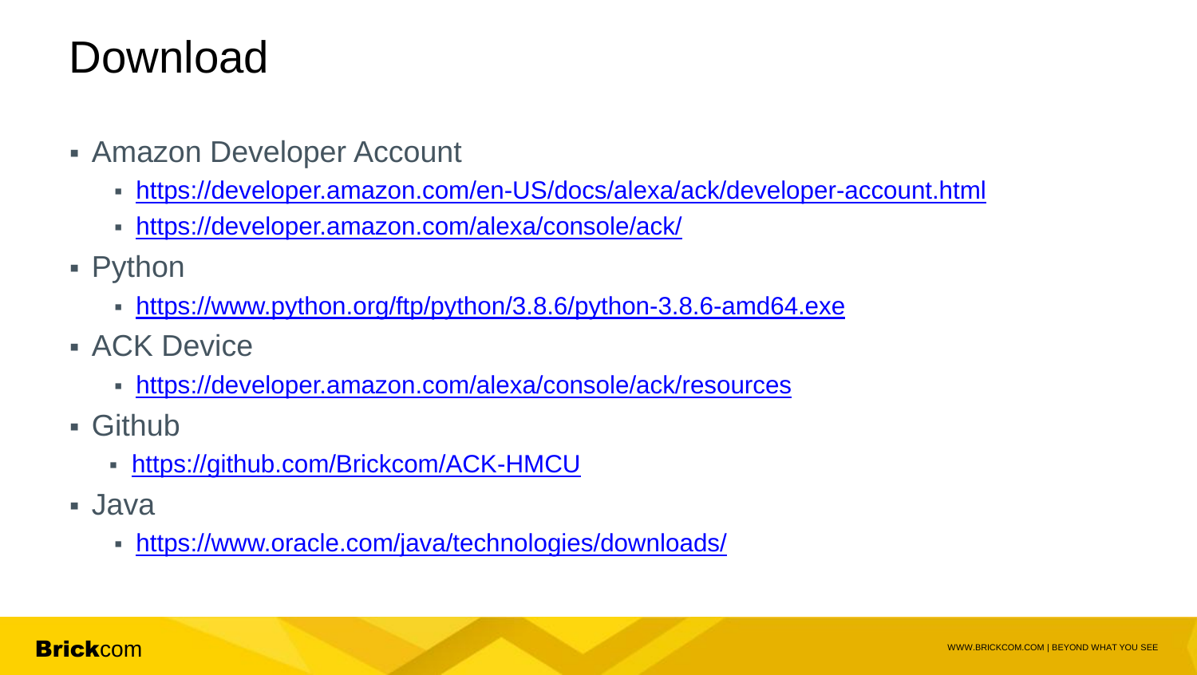# Download

- Amazon Developer Account
  - https://developer.amazon.com/en-US/docs/alexa/ack/developer-account.html
  - https://developer.amazon.com/alexa/console/ack/
- Python
  - https://www.python.org/ftp/python/3.8.6/python-3.8.6-amd64.exe
- ACK Device
  - https://developer.amazon.com/alexa/console/ack/resources
- Github
  - https://github.com/Brickcom/ACK-HMCU
- Java
  - https://www.oracle.com/java/technologies/downloads/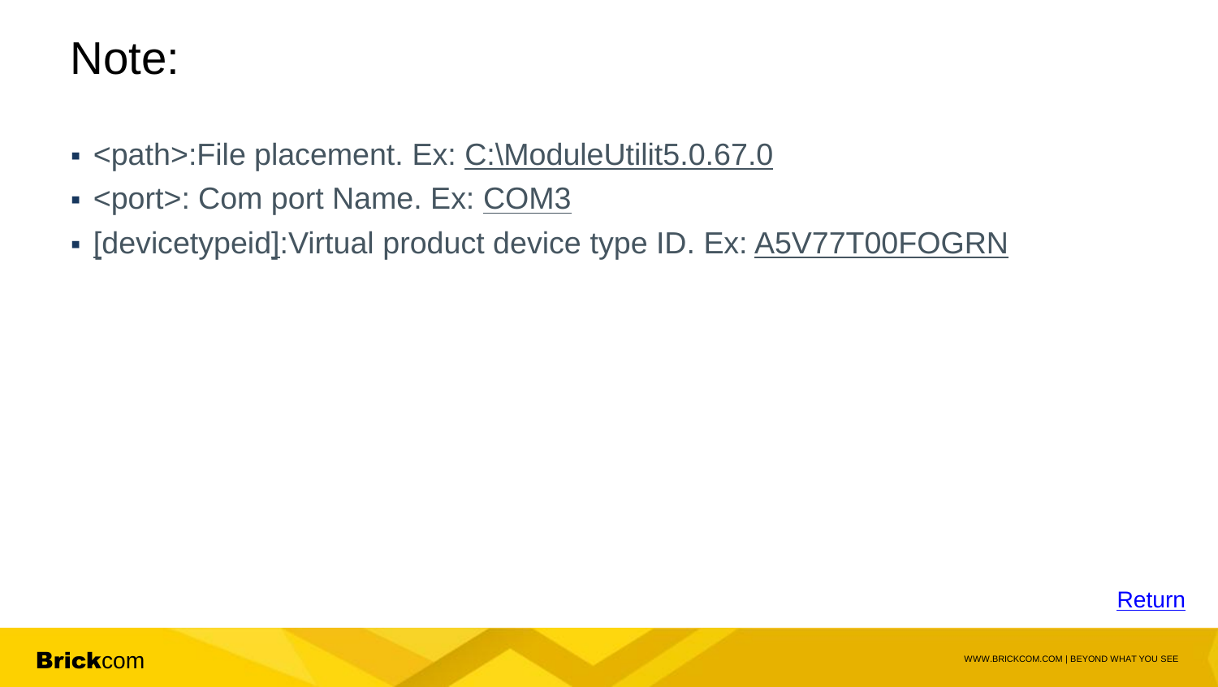# Note:

- <path>:File placement. Ex: C:\ModuleUtilit5.0.67.0
- <port>: Com port Name. Ex: COM3
- [devicetypeid]:Virtual product device type ID. Ex: A5V77T00FOGRN

Return